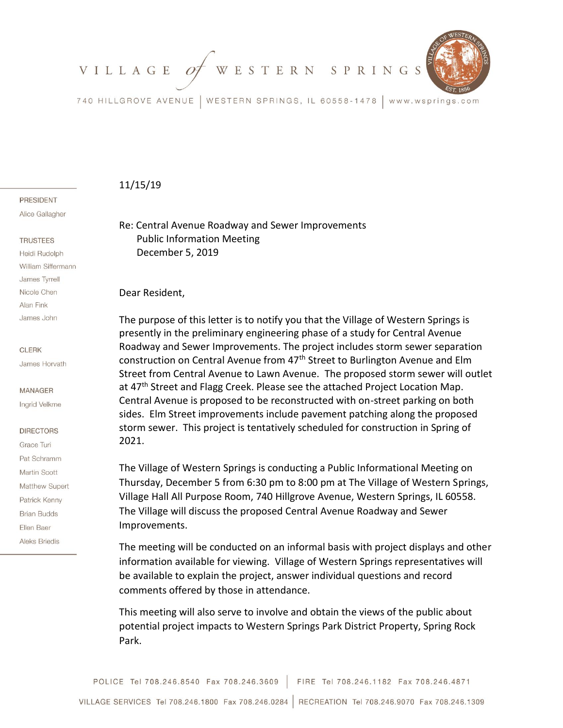# VILLAGE *of* WESTERN SPRINGS

740 HILLGROVE AVENUE | WESTERN SPRINGS, IL 60558-1478 | www.wsprings.com

**PRESIDENT**
Alice Gallagher

**TRUSTEES**
Heidi Rudolph
William Siffermann
James Tyrrell
Nicole Chen
Alan Fink
James John

**CLERK**
James Horvath

**MANAGER**
Ingrid Velkme

**DIRECTORS**
Grace Turi
Pat Schramm
Martin Scott
Matthew Supert
Patrick Kenny
Brian Budds
Ellen Baer
Aleks Briedis

11/15/19

Re: Central Avenue Roadway and Sewer Improvements
Public Information Meeting
December 5, 2019

Dear Resident,

The purpose of this letter is to notify you that the Village of Western Springs is presently in the preliminary engineering phase of a study for Central Avenue Roadway and Sewer Improvements. The project includes storm sewer separation construction on Central Avenue from 47th Street to Burlington Avenue and Elm Street from Central Avenue to Lawn Avenue. The proposed storm sewer will outlet at 47th Street and Flagg Creek. Please see the attached Project Location Map. Central Avenue is proposed to be reconstructed with on-street parking on both sides. Elm Street improvements include pavement patching along the proposed storm sewer. This project is tentatively scheduled for construction in Spring of 2021.

The Village of Western Springs is conducting a Public Informational Meeting on Thursday, December 5 from 6:30 pm to 8:00 pm at The Village of Western Springs, Village Hall All Purpose Room, 740 Hillgrove Avenue, Western Springs, IL 60558. The Village will discuss the proposed Central Avenue Roadway and Sewer Improvements.

The meeting will be conducted on an informal basis with project displays and other information available for viewing. Village of Western Springs representatives will be available to explain the project, answer individual questions and record comments offered by those in attendance.

This meeting will also serve to involve and obtain the views of the public about potential project impacts to Western Springs Park District Property, Spring Rock Park.

POLICE Tel 708.246.8540 Fax 708.246.3609 | FIRE Tel 708.246.1182 Fax 708.246.4871

VILLAGE SERVICES Tel 708.246.1800 Fax 708.246.0284 | RECREATION Tel 708.246.9070 Fax 708.246.1309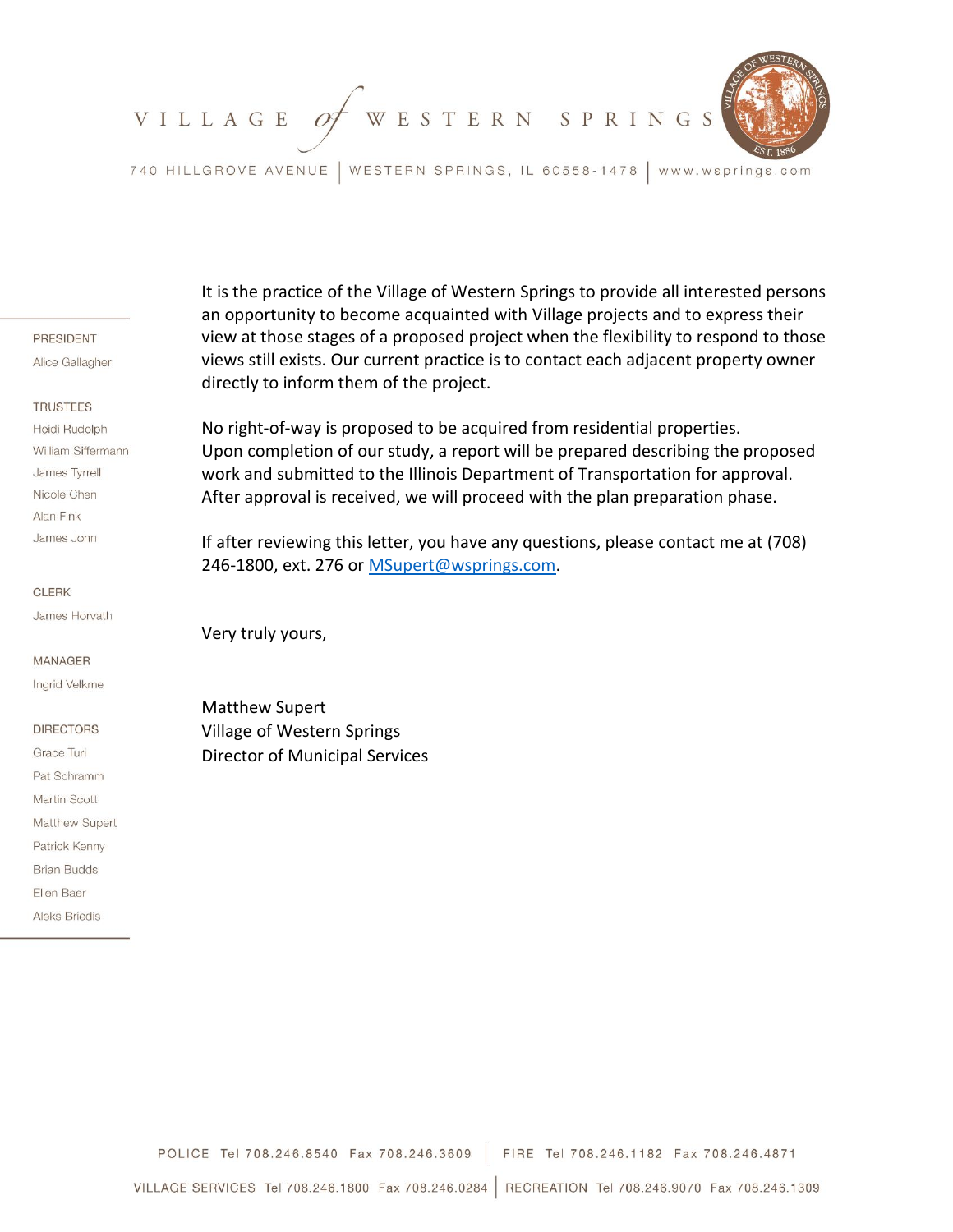VILLAGE *of* WESTERN SPRINGS

740 HILLGROVE AVENUE | WESTERN SPRINGS, IL 60558-1478 | www.wsprings.com

PRESIDENT
Alice Gallagher

TRUSTEES
Heidi Rudolph
William Siffermann
James Tyrrell
Nicole Chen
Alan Fink
James John

CLERK
James Horvath

MANAGER
Ingrid Velkme

DIRECTORS
Grace Turi
Pat Schramm
Martin Scott
Matthew Supert
Patrick Kenny
Brian Budds
Ellen Baer
Aleks Briedis

It is the practice of the Village of Western Springs to provide all interested persons an opportunity to become acquainted with Village projects and to express their view at those stages of a proposed project when the flexibility to respond to those views still exists. Our current practice is to contact each adjacent property owner directly to inform them of the project.

No right-of-way is proposed to be acquired from residential properties.
Upon completion of our study, a report will be prepared describing the proposed work and submitted to the Illinois Department of Transportation for approval. After approval is received, we will proceed with the plan preparation phase.

If after reviewing this letter, you have any questions, please contact me at (708) 246-1800, ext. 276 or [MSupert@wsprings.com](mailto:MSupert@wsprings.com).

Very truly yours,

Matthew Supert
Village of Western Springs
Director of Municipal Services

POLICE Tel 708.246.8540 Fax 708.246.3609 | FIRE Tel 708.246.1182 Fax 708.246.4871

VILLAGE SERVICES Tel 708.246.1800 Fax 708.246.0284 | RECREATION Tel 708.246.9070 Fax 708.246.1309